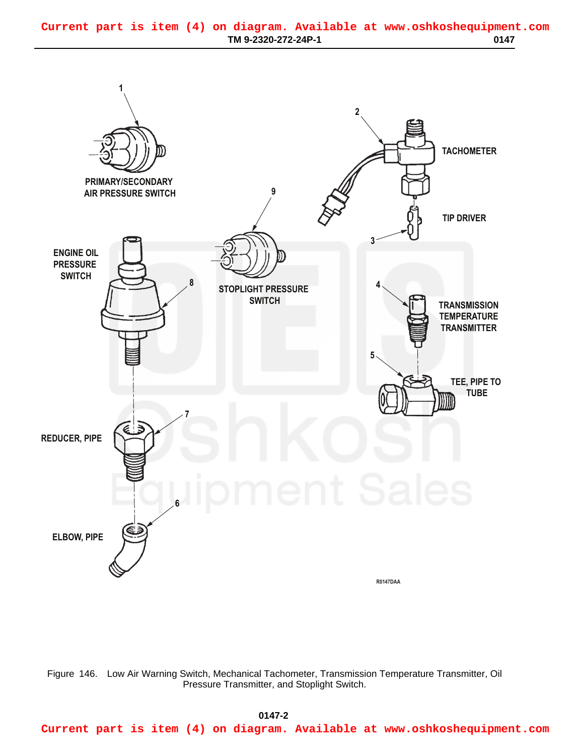Current part is item (4) on diagram. Available at www.oshkoshequipment.com

1 PRIMARY/SECONDARY AIR PRESSURE SWITCH

2 TACHOMETER

3 TIP DRIVER

4 TRANSMISSION TEMPERATURE TRANSMITTER

5 TEE, PIPE TO TUBE

6 ELBOW, PIPE

7 REDUCER, PIPE

8 ENGINE OIL PRESSURE SWITCH

9 STOPLIGHT PRESSURE SWITCH

R0147DAA

Figure 146. Low Air Warning Switch, Mechanical Tachometer, Transmission Temperature Transmitter, Oil Pressure Transmitter, and Stoplight Switch.

Current part is item (4) on diagram. Available at www.oshkoshequipment.com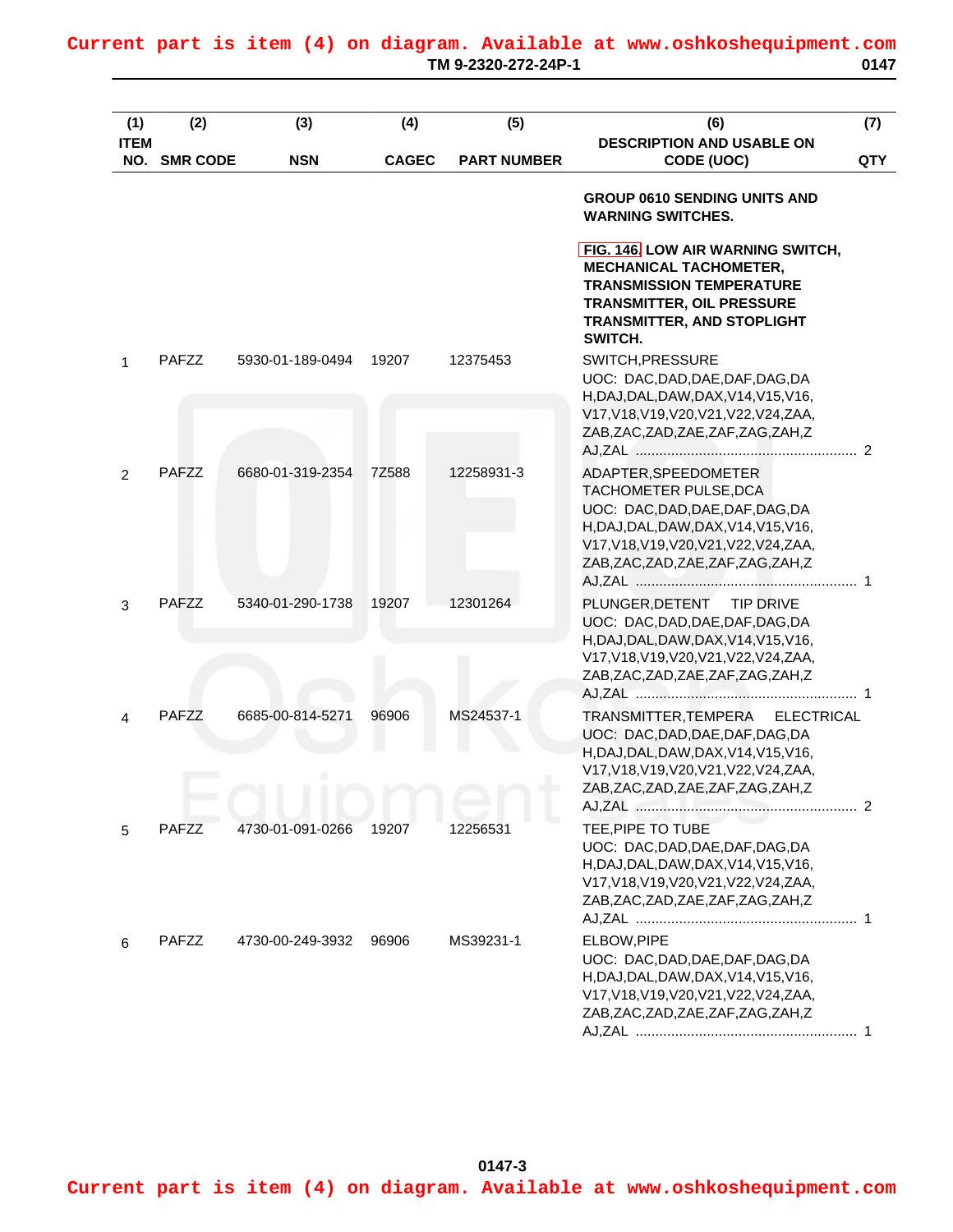Current part is item (4) on diagram. Available at www.oshkoshequipment.com

| (1) ITEM NO. | (2) SMR CODE | (3) NSN | (4) CAGEC | (5) PART NUMBER | (6) DESCRIPTION AND USABLE ON CODE (UOC) | (7) QTY |
|---|---|---|---|---|---|---|
| | | | | | **GROUP 0610 SENDING UNITS AND WARNING SWITCHES.** | |
| | | | | | **FIG. 146 LOW AIR WARNING SWITCH, MECHANICAL TACHOMETER, TRANSMISSION TEMPERATURE TRANSMITTER, OIL PRESSURE TRANSMITTER, AND STOPLIGHT SWITCH.** | |
| 1 | PAFZZ | 5930-01-189-0494 | 19207 | 12375453 | SWITCH,PRESSURE UOC: DAC,DAD,DAE,DAF,DAG,DAH,DAJ,DAL,DAW,DAX,V14,V15,V16,V17,V18,V19,V20,V21,V22,V24,ZAA,ZAB,ZAC,ZAD,ZAE,ZAF,ZAG,ZAH,ZAJ,ZAL | 2 |
| 2 | PAFZZ | 6680-01-319-2354 | 7Z588 | 12258931-3 | ADAPTER,SPEEDOMETER TACHOMETER PULSE,DCA UOC: DAC,DAD,DAE,DAF,DAG,DAH,DAJ,DAL,DAW,DAX,V14,V15,V16,V17,V18,V19,V20,V21,V22,V24,ZAA,ZAB,ZAC,ZAD,ZAE,ZAF,ZAG,ZAH,ZAJ,ZAL | 1 |
| 3 | PAFZZ | 5340-01-290-1738 | 19207 | 12301264 | PLUNGER,DETENT TIP DRIVE UOC: DAC,DAD,DAE,DAF,DAG,DAH,DAJ,DAL,DAW,DAX,V14,V15,V16,V17,V18,V19,V20,V21,V22,V24,ZAA,ZAB,ZAC,ZAD,ZAE,ZAF,ZAG,ZAH,ZAJ,ZAL | 1 |
| 4 | PAFZZ | 6685-00-814-5271 | 96906 | MS24537-1 | TRANSMITTER,TEMPERA ELECTRICAL UOC: DAC,DAD,DAE,DAF,DAG,DAH,DAJ,DAL,DAW,DAX,V14,V15,V16,V17,V18,V19,V20,V21,V22,V24,ZAA,ZAB,ZAC,ZAD,ZAE,ZAF,ZAG,ZAH,ZAJ,ZAL | 2 |
| 5 | PAFZZ | 4730-01-091-0266 | 19207 | 12256531 | TEE,PIPE TO TUBE UOC: DAC,DAD,DAE,DAF,DAG,DAH,DAJ,DAL,DAW,DAX,V14,V15,V16,V17,V18,V19,V20,V21,V22,V24,ZAA,ZAB,ZAC,ZAD,ZAE,ZAF,ZAG,ZAH,ZAJ,ZAL | 1 |
| 6 | PAFZZ | 4730-00-249-3932 | 96906 | MS39231-1 | ELBOW,PIPE UOC: DAC,DAD,DAE,DAF,DAG,DAH,DAJ,DAL,DAW,DAX,V14,V15,V16,V17,V18,V19,V20,V21,V22,V24,ZAA,ZAB,ZAC,ZAD,ZAE,ZAF,ZAG,ZAH,ZAJ,ZAL | 1 |

Current part is item (4) on diagram. Available at www.oshkoshequipment.com